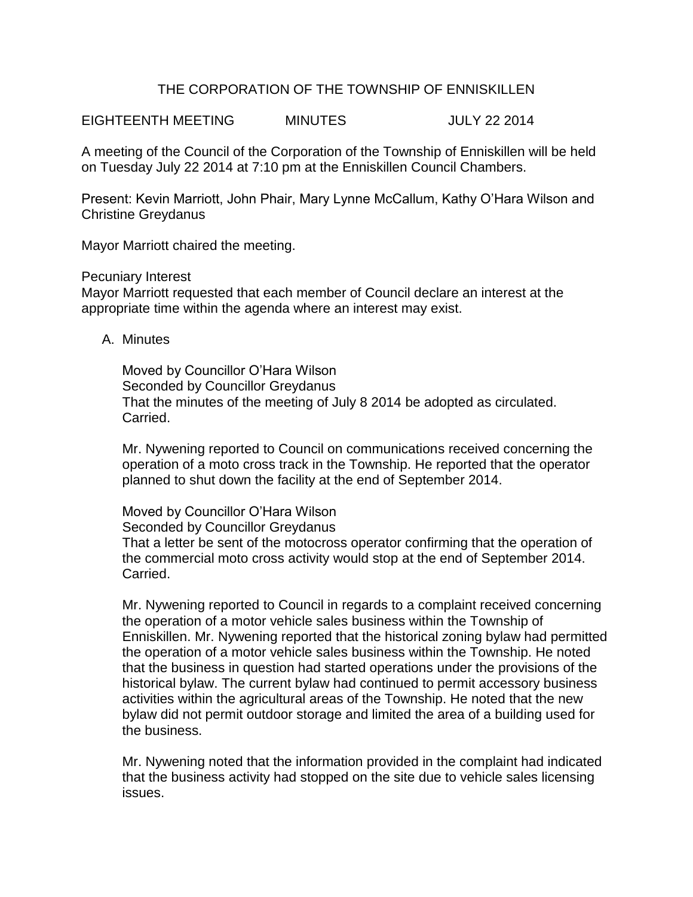# THE CORPORATION OF THE TOWNSHIP OF ENNISKILLEN

EIGHTEENTH MEETING MINUTES JULY 22 2014

A meeting of the Council of the Corporation of the Township of Enniskillen will be held on Tuesday July 22 2014 at 7:10 pm at the Enniskillen Council Chambers.

Present: Kevin Marriott, John Phair, Mary Lynne McCallum, Kathy O'Hara Wilson and Christine Greydanus

Mayor Marriott chaired the meeting.

Pecuniary Interest
Mayor Marriott requested that each member of Council declare an interest at the appropriate time within the agenda where an interest may exist.

A. Minutes

Moved by Councillor O'Hara Wilson
Seconded by Councillor Greydanus
That the minutes of the meeting of July 8 2014 be adopted as circulated.
Carried.

Mr. Nywening reported to Council on communications received concerning the operation of a moto cross track in the Township. He reported that the operator planned to shut down the facility at the end of September 2014.

Moved by Councillor O'Hara Wilson
Seconded by Councillor Greydanus
That a letter be sent of the motocross operator confirming that the operation of the commercial moto cross activity would stop at the end of September 2014.
Carried.

Mr. Nywening reported to Council in regards to a complaint received concerning the operation of a motor vehicle sales business within the Township of Enniskillen. Mr. Nywening reported that the historical zoning bylaw had permitted the operation of a motor vehicle sales business within the Township. He noted that the business in question had started operations under the provisions of the historical bylaw. The current bylaw had continued to permit accessory business activities within the agricultural areas of the Township. He noted that the new bylaw did not permit outdoor storage and limited the area of a building used for the business.

Mr. Nywening noted that the information provided in the complaint had indicated that the business activity had stopped on the site due to vehicle sales licensing issues.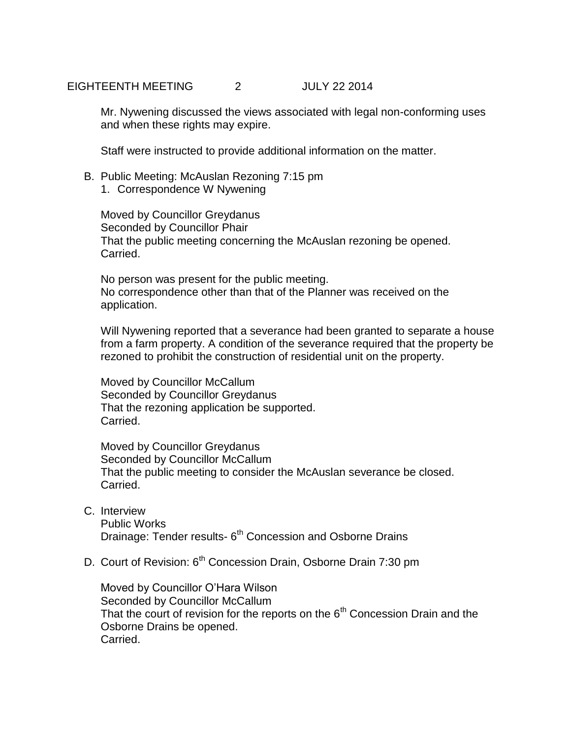Mr. Nywening discussed the views associated with legal non-conforming uses and when these rights may expire.

Staff were instructed to provide additional information on the matter.

B. Public Meeting: McAuslan Rezoning 7:15 pm
   1. Correspondence W Nywening

Moved by Councillor Greydanus
Seconded by Councillor Phair
That the public meeting concerning the McAuslan rezoning be opened.
Carried.

No person was present for the public meeting.
No correspondence other than that of the Planner was received on the application.

Will Nywening reported that a severance had been granted to separate a house from a farm property. A condition of the severance required that the property be rezoned to prohibit the construction of residential unit on the property.

Moved by Councillor McCallum
Seconded by Councillor Greydanus
That the rezoning application be supported.
Carried.

Moved by Councillor Greydanus
Seconded by Councillor McCallum
That the public meeting to consider the McAuslan severance be closed.
Carried.

C. Interview
   Public Works
   Drainage: Tender results- 6th Concession and Osborne Drains

D. Court of Revision: 6th Concession Drain, Osborne Drain 7:30 pm

Moved by Councillor O'Hara Wilson
Seconded by Councillor McCallum
That the court of revision for the reports on the 6th Concession Drain and the Osborne Drains be opened.
Carried.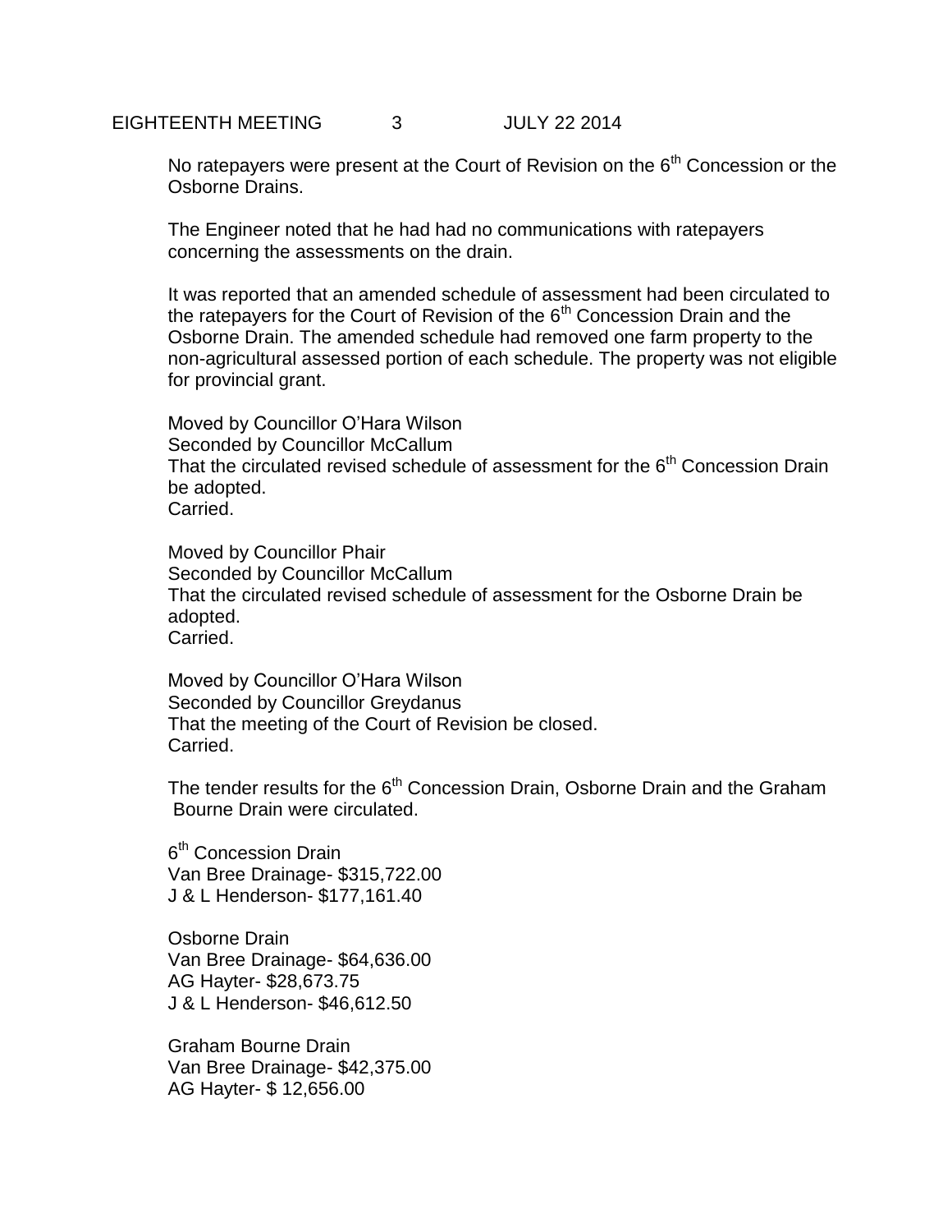No ratepayers were present at the Court of Revision on the 6th Concession or the Osborne Drains.

The Engineer noted that he had had no communications with ratepayers concerning the assessments on the drain.

It was reported that an amended schedule of assessment had been circulated to the ratepayers for the Court of Revision of the 6th Concession Drain and the Osborne Drain. The amended schedule had removed one farm property to the non-agricultural assessed portion of each schedule. The property was not eligible for provincial grant.

Moved by Councillor O'Hara Wilson
Seconded by Councillor McCallum
That the circulated revised schedule of assessment for the 6th Concession Drain be adopted.
Carried.

Moved by Councillor Phair
Seconded by Councillor McCallum
That the circulated revised schedule of assessment for the Osborne Drain be adopted.
Carried.

Moved by Councillor O'Hara Wilson
Seconded by Councillor Greydanus
That the meeting of the Court of Revision be closed.
Carried.

The tender results for the 6th Concession Drain, Osborne Drain and the Graham Bourne Drain were circulated.

6th Concession Drain
Van Bree Drainage- $315,722.00
J & L Henderson- $177,161.40

Osborne Drain
Van Bree Drainage- $64,636.00
AG Hayter- $28,673.75
J & L Henderson- $46,612.50

Graham Bourne Drain
Van Bree Drainage- $42,375.00
AG Hayter- $ 12,656.00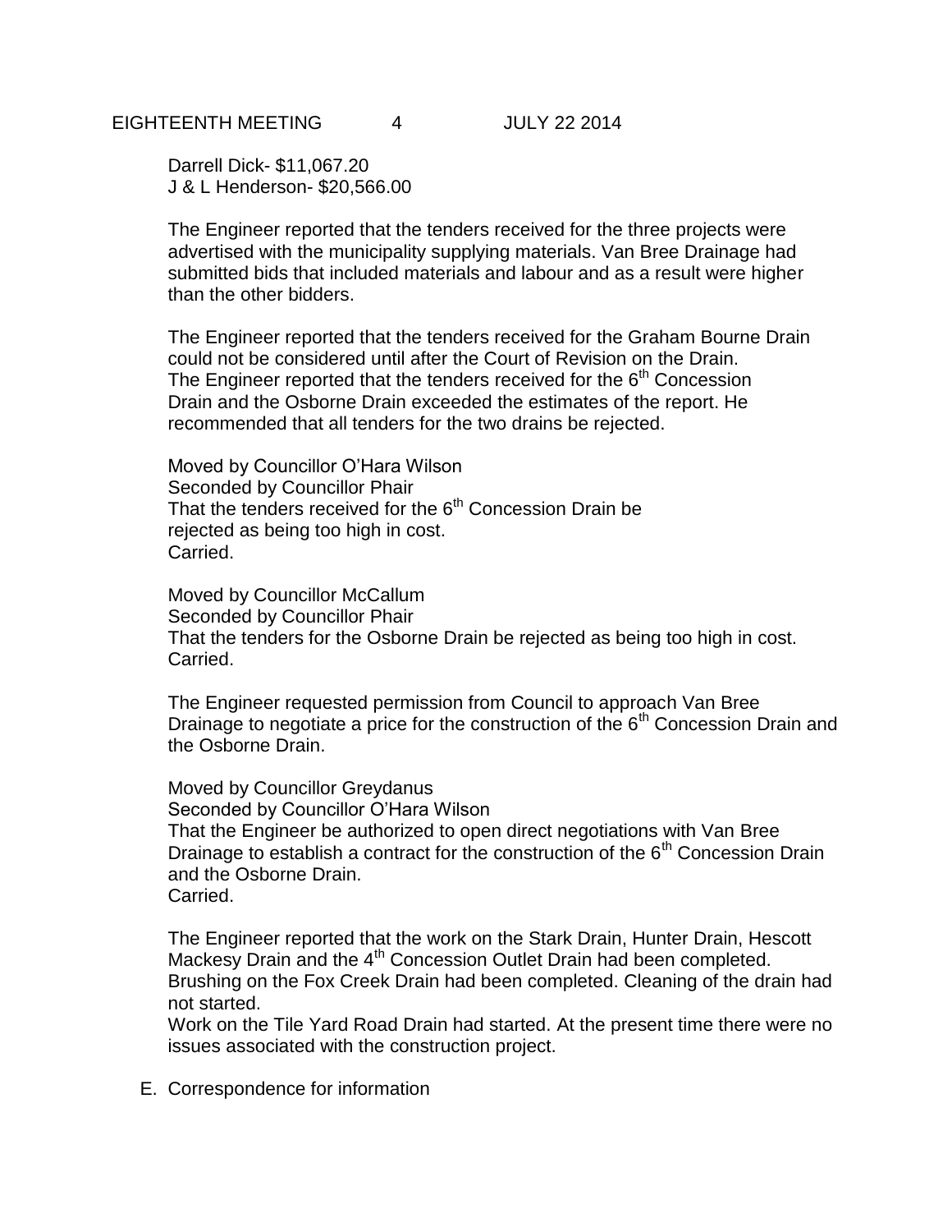Darrell Dick- $11,067.20
J & L Henderson- $20,566.00

The Engineer reported that the tenders received for the three projects were advertised with the municipality supplying materials. Van Bree Drainage had submitted bids that included materials and labour and as a result were higher than the other bidders.

The Engineer reported that the tenders received for the Graham Bourne Drain could not be considered until after the Court of Revision on the Drain.
The Engineer reported that the tenders received for the 6th Concession Drain and the Osborne Drain exceeded the estimates of the report. He recommended that all tenders for the two drains be rejected.

Moved by Councillor O'Hara Wilson
Seconded by Councillor Phair
That the tenders received for the 6th Concession Drain be rejected as being too high in cost.
Carried.

Moved by Councillor McCallum
Seconded by Councillor Phair
That the tenders for the Osborne Drain be rejected as being too high in cost.
Carried.

The Engineer requested permission from Council to approach Van Bree Drainage to negotiate a price for the construction of the 6th Concession Drain and the Osborne Drain.

Moved by Councillor Greydanus
Seconded by Councillor O'Hara Wilson
That the Engineer be authorized to open direct negotiations with Van Bree Drainage to establish a contract for the construction of the 6th Concession Drain and the Osborne Drain.
Carried.

The Engineer reported that the work on the Stark Drain, Hunter Drain, Hescott Mackesy Drain and the 4th Concession Outlet Drain had been completed. Brushing on the Fox Creek Drain had been completed. Cleaning of the drain had not started.
Work on the Tile Yard Road Drain had started. At the present time there were no issues associated with the construction project.

E. Correspondence for information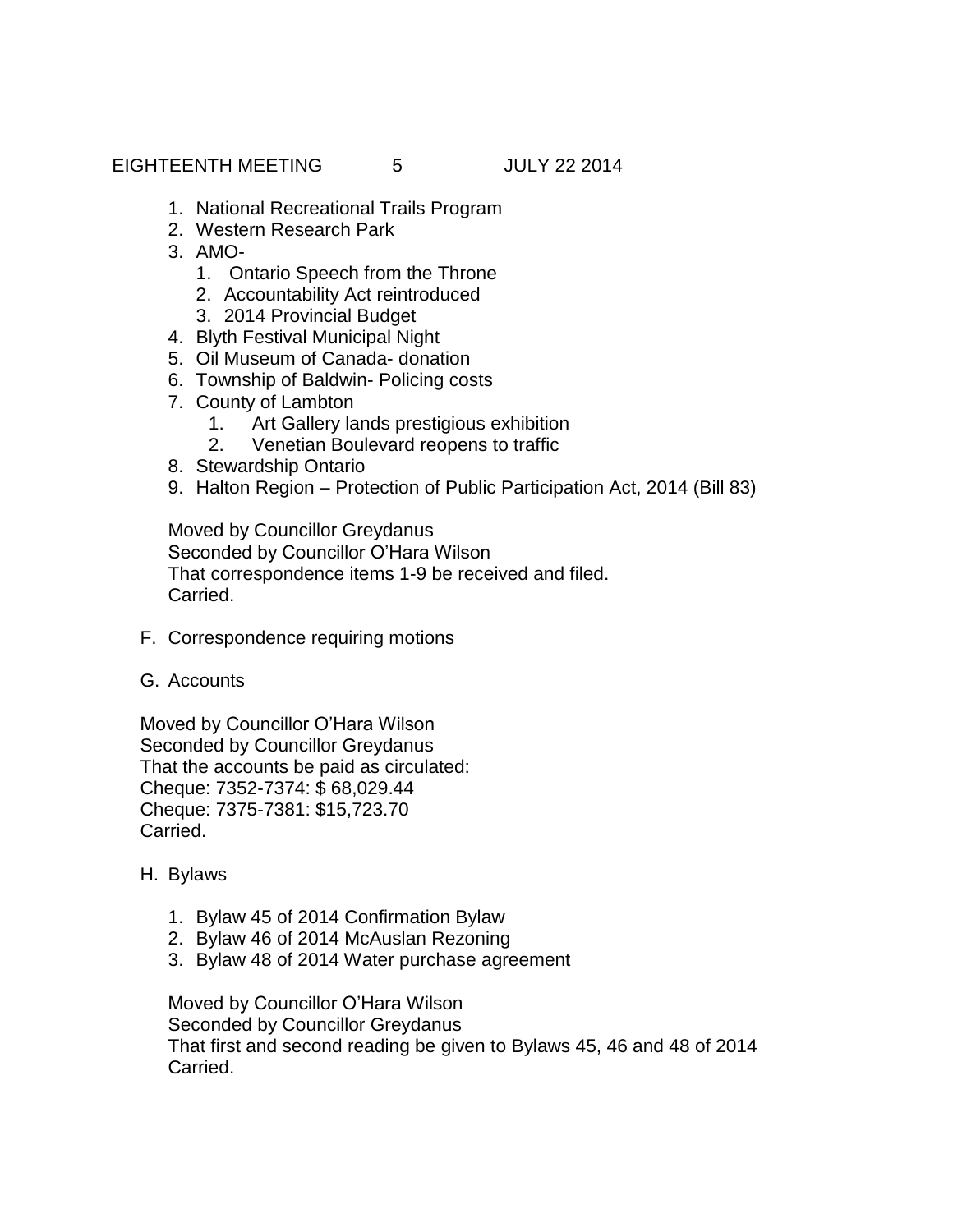1. National Recreational Trails Program
2. Western Research Park
3. AMO-
   1. Ontario Speech from the Throne
   2. Accountability Act reintroduced
   3. 2014 Provincial Budget
4. Blyth Festival Municipal Night
5. Oil Museum of Canada- donation
6. Township of Baldwin- Policing costs
7. County of Lambton
   1. Art Gallery lands prestigious exhibition
   2. Venetian Boulevard reopens to traffic
8. Stewardship Ontario
9. Halton Region – Protection of Public Participation Act, 2014 (Bill 83)

Moved by Councillor Greydanus
Seconded by Councillor O'Hara Wilson
That correspondence items 1-9 be received and filed.
Carried.

F. Correspondence requiring motions

G. Accounts

Moved by Councillor O'Hara Wilson
Seconded by Councillor Greydanus
That the accounts be paid as circulated:
Cheque: 7352-7374: $ 68,029.44
Cheque: 7375-7381: $15,723.70
Carried.

H. Bylaws

1. Bylaw 45 of 2014 Confirmation Bylaw
2. Bylaw 46 of 2014 McAuslan Rezoning
3. Bylaw 48 of 2014 Water purchase agreement

Moved by Councillor O'Hara Wilson
Seconded by Councillor Greydanus
That first and second reading be given to Bylaws 45, 46 and 48 of 2014
Carried.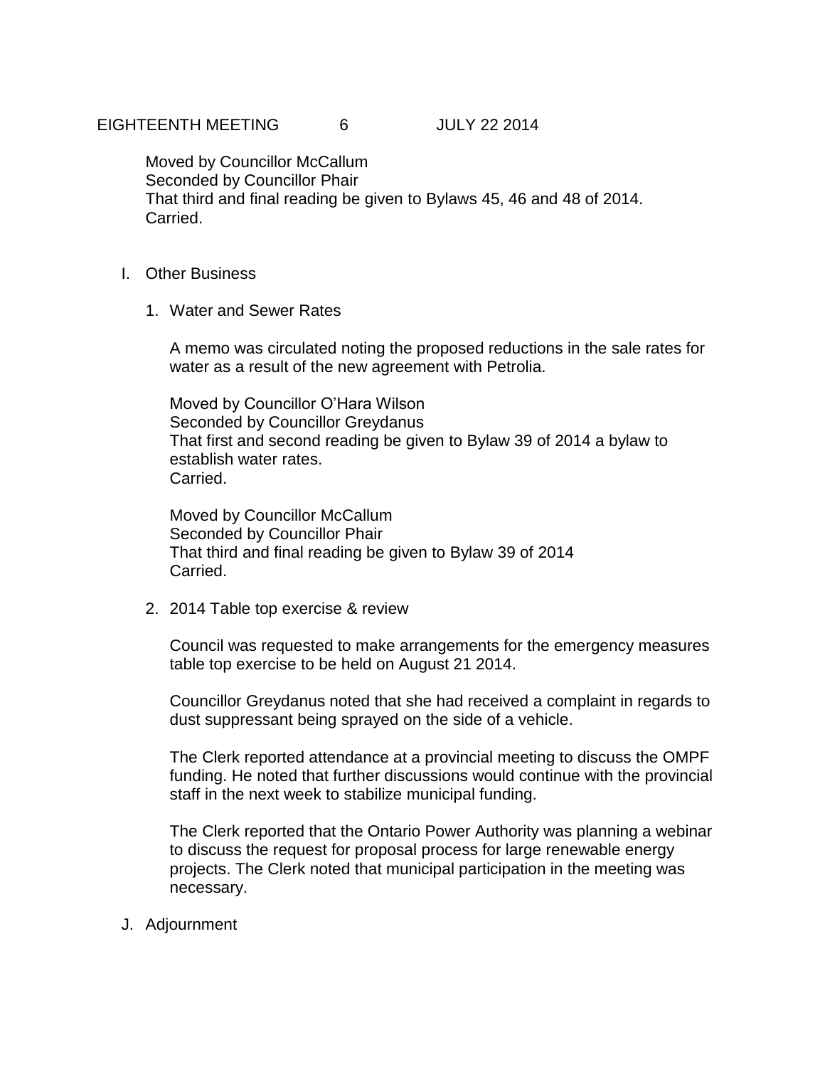Moved by Councillor McCallum
Seconded by Councillor Phair
That third and final reading be given to Bylaws 45, 46 and 48 of 2014.
Carried.

I. Other Business

1. Water and Sewer Rates

   A memo was circulated noting the proposed reductions in the sale rates for water as a result of the new agreement with Petrolia.

   Moved by Councillor O'Hara Wilson
   Seconded by Councillor Greydanus
   That first and second reading be given to Bylaw 39 of 2014 a bylaw to establish water rates.
   Carried.

   Moved by Councillor McCallum
   Seconded by Councillor Phair
   That third and final reading be given to Bylaw 39 of 2014
   Carried.

2. 2014 Table top exercise & review

   Council was requested to make arrangements for the emergency measures table top exercise to be held on August 21 2014.

   Councillor Greydanus noted that she had received a complaint in regards to dust suppressant being sprayed on the side of a vehicle.

   The Clerk reported attendance at a provincial meeting to discuss the OMPF funding. He noted that further discussions would continue with the provincial staff in the next week to stabilize municipal funding.

   The Clerk reported that the Ontario Power Authority was planning a webinar to discuss the request for proposal process for large renewable energy projects. The Clerk noted that municipal participation in the meeting was necessary.

J. Adjournment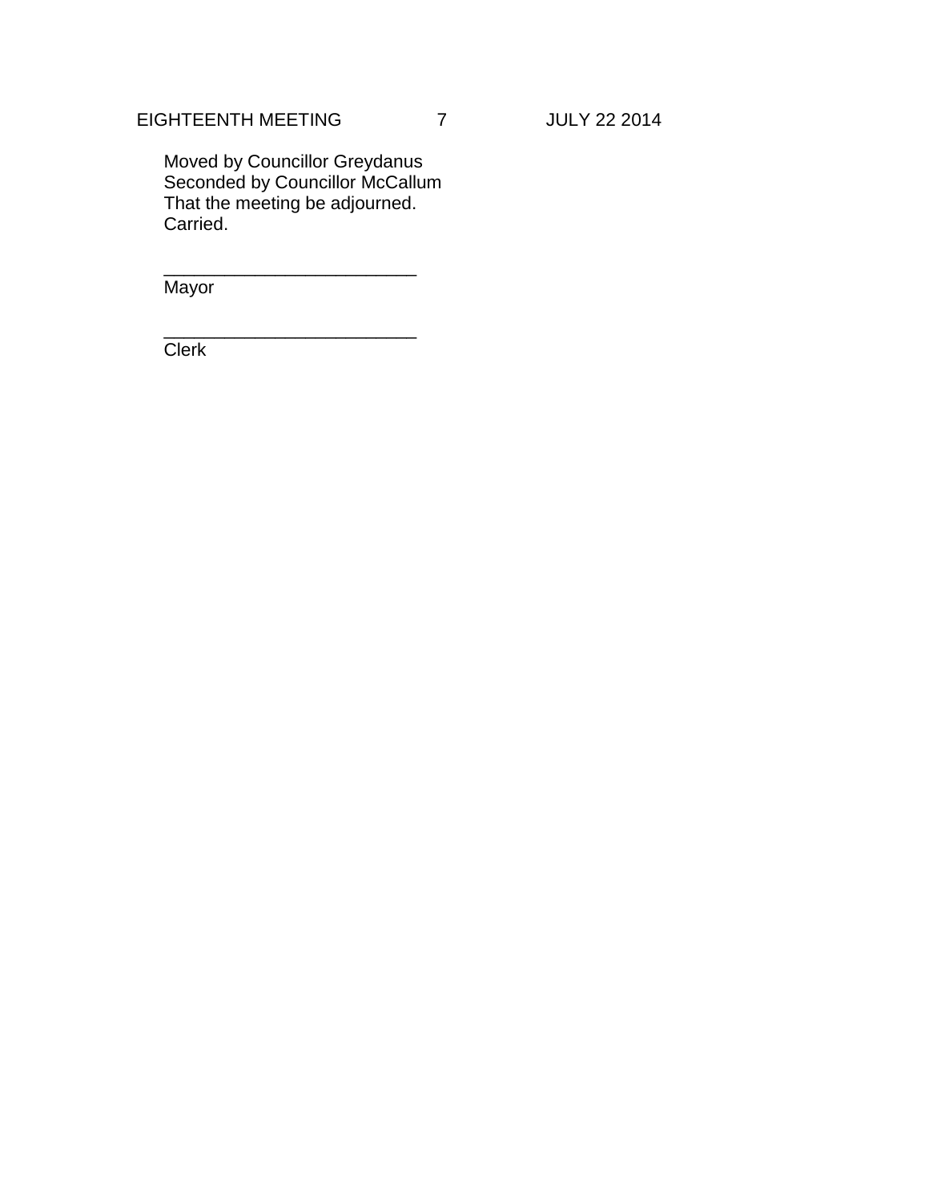Moved by Councillor Greydanus
Seconded by Councillor McCallum
That the meeting be adjourned.
Carried.

_________________________
Mayor

_________________________
Clerk